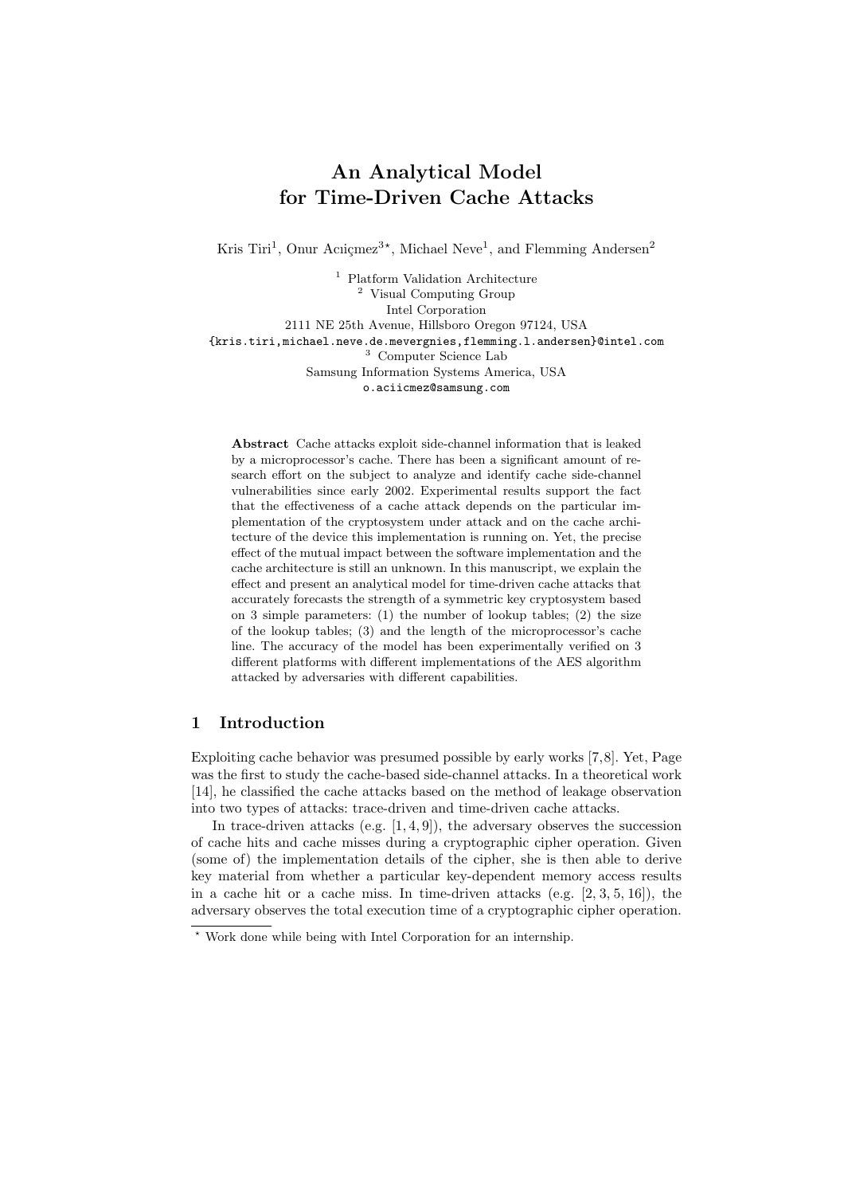# An Analytical Model for Time-Driven Cache Attacks

Kris Tiri[1], Onur Acıiçmez[3⋆], Michael Neve[1], and Flemming Andersen[2]

[1] Platform Validation Architecture
[2] Visual Computing Group
Intel Corporation
2111 NE 25th Avenue, Hillsboro Oregon 97124, USA
{kris.tiri,michael.neve.de.mevergnies,flemming.l.andersen}@intel.com
[3] Computer Science Lab
Samsung Information Systems America, USA
o.aciicmez@samsung.com

**Abstract** Cache attacks exploit side-channel information that is leaked by a microprocessor's cache. There has been a significant amount of research effort on the subject to analyze and identify cache side-channel vulnerabilities since early 2002. Experimental results support the fact that the effectiveness of a cache attack depends on the particular implementation of the cryptosystem under attack and on the cache architecture of the device this implementation is running on. Yet, the precise effect of the mutual impact between the software implementation and the cache architecture is still an unknown. In this manuscript, we explain the effect and present an analytical model for time-driven cache attacks that accurately forecasts the strength of a symmetric key cryptosystem based on 3 simple parameters: (1) the number of lookup tables; (2) the size of the lookup tables; (3) and the length of the microprocessor's cache line. The accuracy of the model has been experimentally verified on 3 different platforms with different implementations of the AES algorithm attacked by adversaries with different capabilities.

## 1 Introduction

Exploiting cache behavior was presumed possible by early works [7,8]. Yet, Page was the first to study the cache-based side-channel attacks. In a theoretical work [14], he classified the cache attacks based on the method of leakage observation into two types of attacks: trace-driven and time-driven cache attacks.

In trace-driven attacks (e.g. [1, 4, 9]), the adversary observes the succession of cache hits and cache misses during a cryptographic cipher operation. Given (some of) the implementation details of the cipher, she is then able to derive key material from whether a particular key-dependent memory access results in a cache hit or a cache miss. In time-driven attacks (e.g. [2, 3, 5, 16]), the adversary observes the total execution time of a cryptographic cipher operation.

⋆ Work done while being with Intel Corporation for an internship.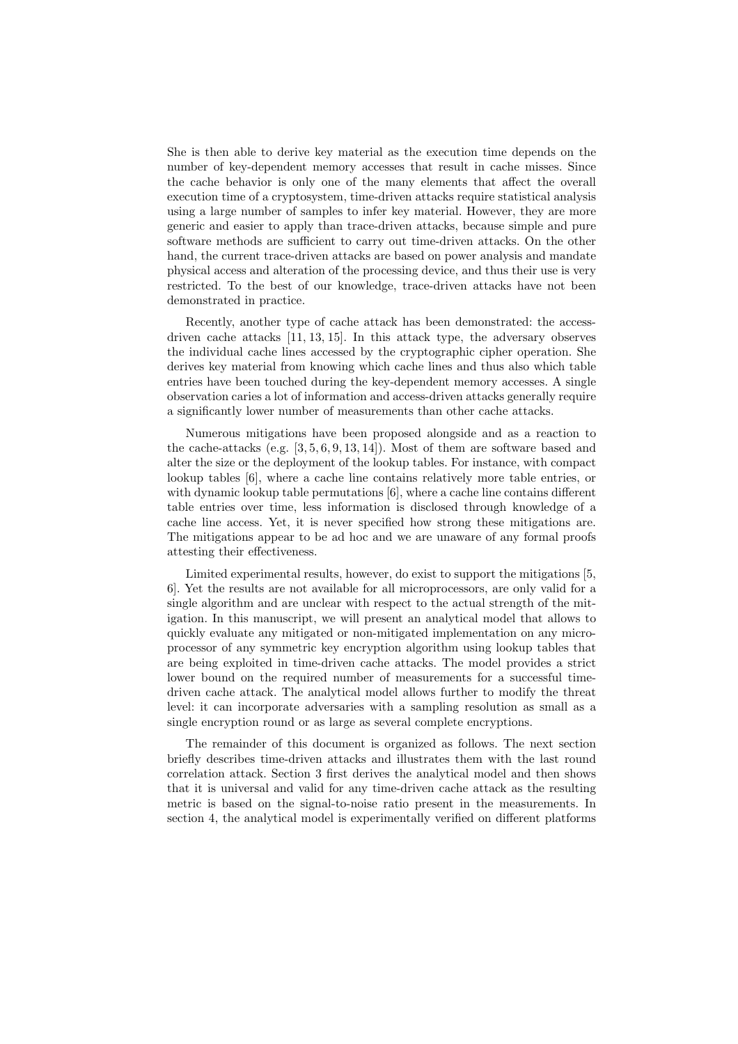She is then able to derive key material as the execution time depends on the number of key-dependent memory accesses that result in cache misses. Since the cache behavior is only one of the many elements that affect the overall execution time of a cryptosystem, time-driven attacks require statistical analysis using a large number of samples to infer key material. However, they are more generic and easier to apply than trace-driven attacks, because simple and pure software methods are sufficient to carry out time-driven attacks. On the other hand, the current trace-driven attacks are based on power analysis and mandate physical access and alteration of the processing device, and thus their use is very restricted. To the best of our knowledge, trace-driven attacks have not been demonstrated in practice.

Recently, another type of cache attack has been demonstrated: the access-driven cache attacks [11, 13, 15]. In this attack type, the adversary observes the individual cache lines accessed by the cryptographic cipher operation. She derives key material from knowing which cache lines and thus also which table entries have been touched during the key-dependent memory accesses. A single observation caries a lot of information and access-driven attacks generally require a significantly lower number of measurements than other cache attacks.

Numerous mitigations have been proposed alongside and as a reaction to the cache-attacks (e.g. [3, 5, 6, 9, 13, 14]). Most of them are software based and alter the size or the deployment of the lookup tables. For instance, with compact lookup tables [6], where a cache line contains relatively more table entries, or with dynamic lookup table permutations [6], where a cache line contains different table entries over time, less information is disclosed through knowledge of a cache line access. Yet, it is never specified how strong these mitigations are. The mitigations appear to be ad hoc and we are unaware of any formal proofs attesting their effectiveness.

Limited experimental results, however, do exist to support the mitigations [5, 6]. Yet the results are not available for all microprocessors, are only valid for a single algorithm and are unclear with respect to the actual strength of the mitigation. In this manuscript, we will present an analytical model that allows to quickly evaluate any mitigated or non-mitigated implementation on any microprocessor of any symmetric key encryption algorithm using lookup tables that are being exploited in time-driven cache attacks. The model provides a strict lower bound on the required number of measurements for a successful time-driven cache attack. The analytical model allows further to modify the threat level: it can incorporate adversaries with a sampling resolution as small as a single encryption round or as large as several complete encryptions.

The remainder of this document is organized as follows. The next section briefly describes time-driven attacks and illustrates them with the last round correlation attack. Section 3 first derives the analytical model and then shows that it is universal and valid for any time-driven cache attack as the resulting metric is based on the signal-to-noise ratio present in the measurements. In section 4, the analytical model is experimentally verified on different platforms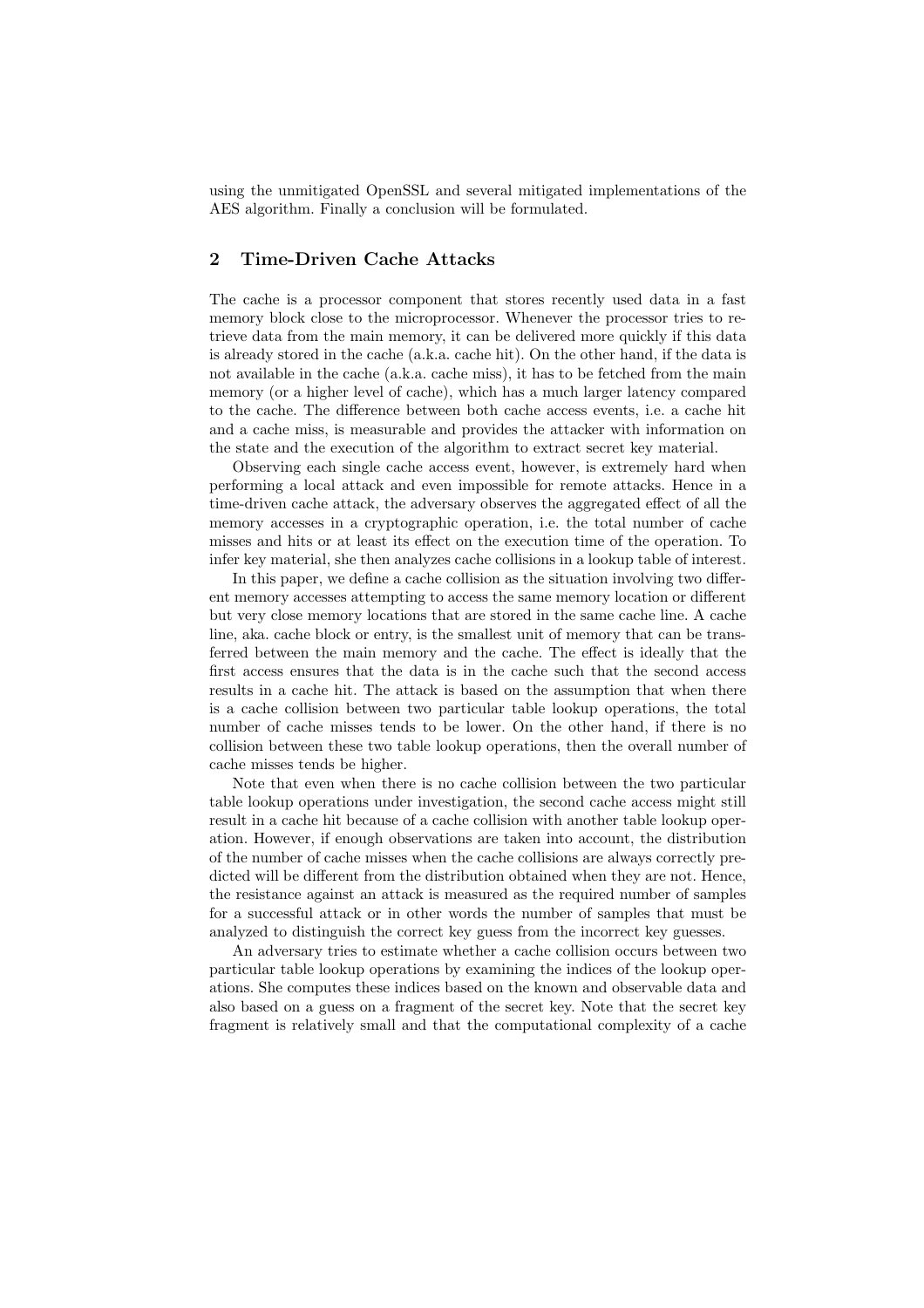using the unmitigated OpenSSL and several mitigated implementations of the AES algorithm. Finally a conclusion will be formulated.

## 2 Time-Driven Cache Attacks

The cache is a processor component that stores recently used data in a fast memory block close to the microprocessor. Whenever the processor tries to retrieve data from the main memory, it can be delivered more quickly if this data is already stored in the cache (a.k.a. cache hit). On the other hand, if the data is not available in the cache (a.k.a. cache miss), it has to be fetched from the main memory (or a higher level of cache), which has a much larger latency compared to the cache. The difference between both cache access events, i.e. a cache hit and a cache miss, is measurable and provides the attacker with information on the state and the execution of the algorithm to extract secret key material.

Observing each single cache access event, however, is extremely hard when performing a local attack and even impossible for remote attacks. Hence in a time-driven cache attack, the adversary observes the aggregated effect of all the memory accesses in a cryptographic operation, i.e. the total number of cache misses and hits or at least its effect on the execution time of the operation. To infer key material, she then analyzes cache collisions in a lookup table of interest.

In this paper, we define a cache collision as the situation involving two different memory accesses attempting to access the same memory location or different but very close memory locations that are stored in the same cache line. A cache line, aka. cache block or entry, is the smallest unit of memory that can be transferred between the main memory and the cache. The effect is ideally that the first access ensures that the data is in the cache such that the second access results in a cache hit. The attack is based on the assumption that when there is a cache collision between two particular table lookup operations, the total number of cache misses tends to be lower. On the other hand, if there is no collision between these two table lookup operations, then the overall number of cache misses tends be higher.

Note that even when there is no cache collision between the two particular table lookup operations under investigation, the second cache access might still result in a cache hit because of a cache collision with another table lookup operation. However, if enough observations are taken into account, the distribution of the number of cache misses when the cache collisions are always correctly predicted will be different from the distribution obtained when they are not. Hence, the resistance against an attack is measured as the required number of samples for a successful attack or in other words the number of samples that must be analyzed to distinguish the correct key guess from the incorrect key guesses.

An adversary tries to estimate whether a cache collision occurs between two particular table lookup operations by examining the indices of the lookup operations. She computes these indices based on the known and observable data and also based on a guess on a fragment of the secret key. Note that the secret key fragment is relatively small and that the computational complexity of a cache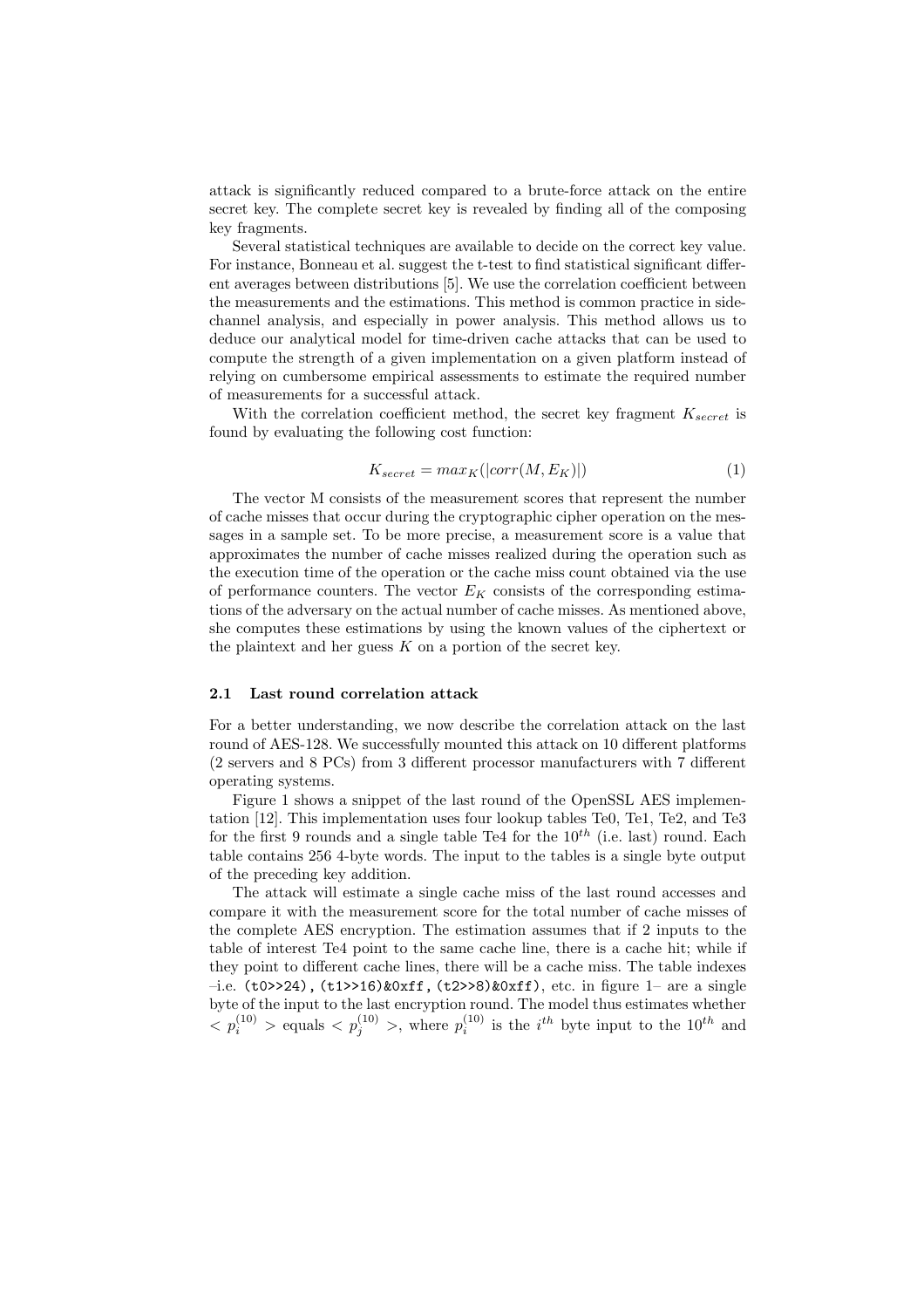attack is significantly reduced compared to a brute-force attack on the entire secret key. The complete secret key is revealed by finding all of the composing key fragments.

Several statistical techniques are available to decide on the correct key value. For instance, Bonneau et al. suggest the t-test to find statistical significant different averages between distributions [5]. We use the correlation coefficient between the measurements and the estimations. This method is common practice in side-channel analysis, and especially in power analysis. This method allows us to deduce our analytical model for time-driven cache attacks that can be used to compute the strength of a given implementation on a given platform instead of relying on cumbersome empirical assessments to estimate the required number of measurements for a successful attack.

With the correlation coefficient method, the secret key fragment $K_{secret}$ is found by evaluating the following cost function:

$$K_{secret} = max_K(|corr(M, E_K)|) \tag{1}$$

The vector M consists of the measurement scores that represent the number of cache misses that occur during the cryptographic cipher operation on the messages in a sample set. To be more precise, a measurement score is a value that approximates the number of cache misses realized during the operation such as the execution time of the operation or the cache miss count obtained via the use of performance counters. The vector $E_K$ consists of the corresponding estimations of the adversary on the actual number of cache misses. As mentioned above, she computes these estimations by using the known values of the ciphertext or the plaintext and her guess $K$ on a portion of the secret key.

### 2.1 Last round correlation attack

For a better understanding, we now describe the correlation attack on the last round of AES-128. We successfully mounted this attack on 10 different platforms (2 servers and 8 PCs) from 3 different processor manufacturers with 7 different operating systems.

Figure 1 shows a snippet of the last round of the OpenSSL AES implementation [12]. This implementation uses four lookup tables Te0, Te1, Te2, and Te3 for the first 9 rounds and a single table Te4 for the $10^{th}$ (i.e. last) round. Each table contains 256 4-byte words. The input to the tables is a single byte output of the preceding key addition.

The attack will estimate a single cache miss of the last round accesses and compare it with the measurement score for the total number of cache misses of the complete AES encryption. The estimation assumes that if 2 inputs to the table of interest Te4 point to the same cache line, there is a cache hit; while if they point to different cache lines, there will be a cache miss. The table indexes –i.e. `(t0>>24), (t1>>16)&0xff, (t2>>8)&0xff)`, etc. in figure 1– are a single byte of the input to the last encryption round. The model thus estimates whether $< p_i^{(10)} >$ equals $< p_j^{(10)} >$, where $p_i^{(10)}$ is the $i^{th}$ byte input to the $10^{th}$ and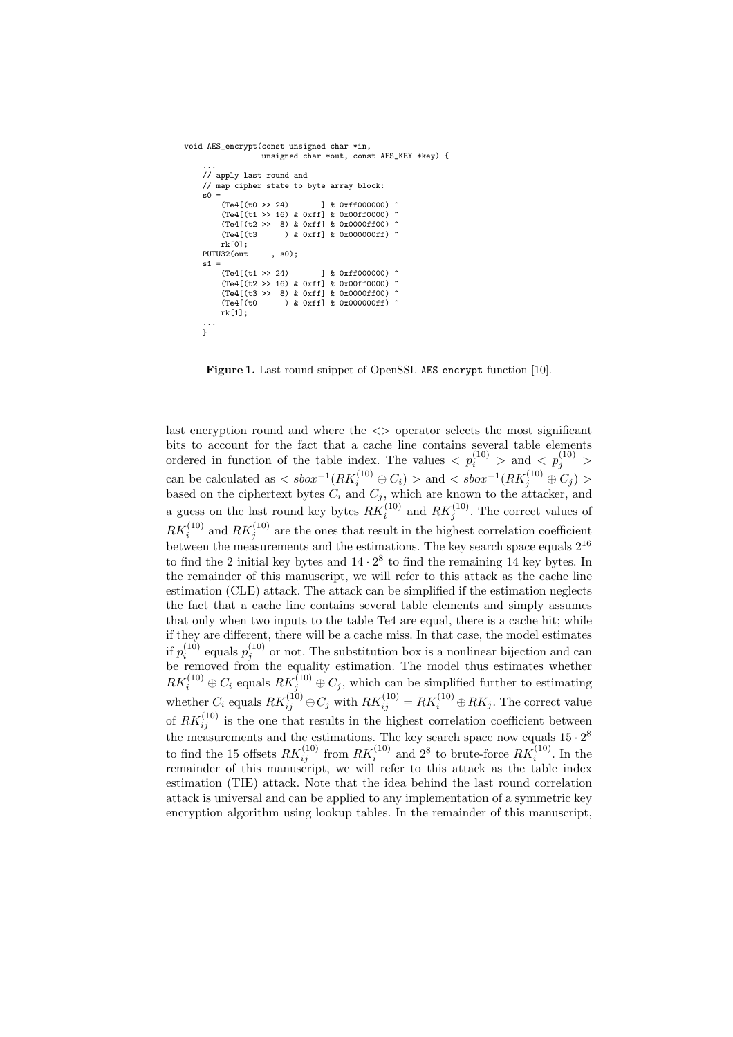```
void AES_encrypt(const unsigned char *in,
                 unsigned char *out, const AES_KEY *key) {
    ...
    // apply last round and
    // map cipher state to byte array block:
    s0 =
        (Te4[(t0 >> 24)       ] & 0xff000000) ^
        (Te4[(t1 >> 16) & 0xff] & 0x00ff0000) ^
        (Te4[(t2 >>  8) & 0xff] & 0x0000ff00) ^
        (Te4[(t3      ) & 0xff] & 0x000000ff) ^
        rk[0];
    PUTU32(out     , s0);
    s1 =
        (Te4[(t1 >> 24)       ] & 0xff000000) ^
        (Te4[(t2 >> 16) & 0xff] & 0x00ff0000) ^
        (Te4[(t3 >>  8) & 0xff] & 0x0000ff00) ^
        (Te4[(t0      ) & 0xff] & 0x000000ff) ^
        rk[1];
    ...
    }
```

**Figure 1.** Last round snippet of OpenSSL AES_encrypt function [10].

last encryption round and where the $<>$ operator selects the most significant bits to account for the fact that a cache line contains several table elements ordered in function of the table index. The values $< p_i^{(10)} >$ and $< p_j^{(10)} >$ can be calculated as $< sbox^{-1}(RK_i^{(10)} \oplus C_i) >$ and $< sbox^{-1}(RK_j^{(10)} \oplus C_j) >$ based on the ciphertext bytes $C_i$ and $C_j$, which are known to the attacker, and a guess on the last round key bytes $RK_i^{(10)}$ and $RK_j^{(10)}$. The correct values of $RK_i^{(10)}$ and $RK_j^{(10)}$ are the ones that result in the highest correlation coefficient between the measurements and the estimations. The key search space equals $2^{16}$ to find the 2 initial key bytes and $14 \cdot 2^8$ to find the remaining 14 key bytes. In the remainder of this manuscript, we will refer to this attack as the cache line estimation (CLE) attack. The attack can be simplified if the estimation neglects the fact that a cache line contains several table elements and simply assumes that only when two inputs to the table Te4 are equal, there is a cache hit; while if they are different, there will be a cache miss. In that case, the model estimates if $p_i^{(10)}$ equals $p_j^{(10)}$ or not. The substitution box is a nonlinear bijection and can be removed from the equality estimation. The model thus estimates whether $RK_i^{(10)} \oplus C_i$ equals $RK_j^{(10)} \oplus C_j$, which can be simplified further to estimating whether $C_i$ equals $RK_{ij}^{(10)} \oplus C_j$ with $RK_{ij}^{(10)} = RK_i^{(10)} \oplus RK_j$. The correct value of $RK_{ij}^{(10)}$ is the one that results in the highest correlation coefficient between the measurements and the estimations. The key search space now equals $15 \cdot 2^8$ to find the 15 offsets $RK_{ij}^{(10)}$ from $RK_i^{(10)}$ and $2^8$ to brute-force $RK_i^{(10)}$. In the remainder of this manuscript, we will refer to this attack as the table index estimation (TIE) attack. Note that the idea behind the last round correlation attack is universal and can be applied to any implementation of a symmetric key encryption algorithm using lookup tables. In the remainder of this manuscript,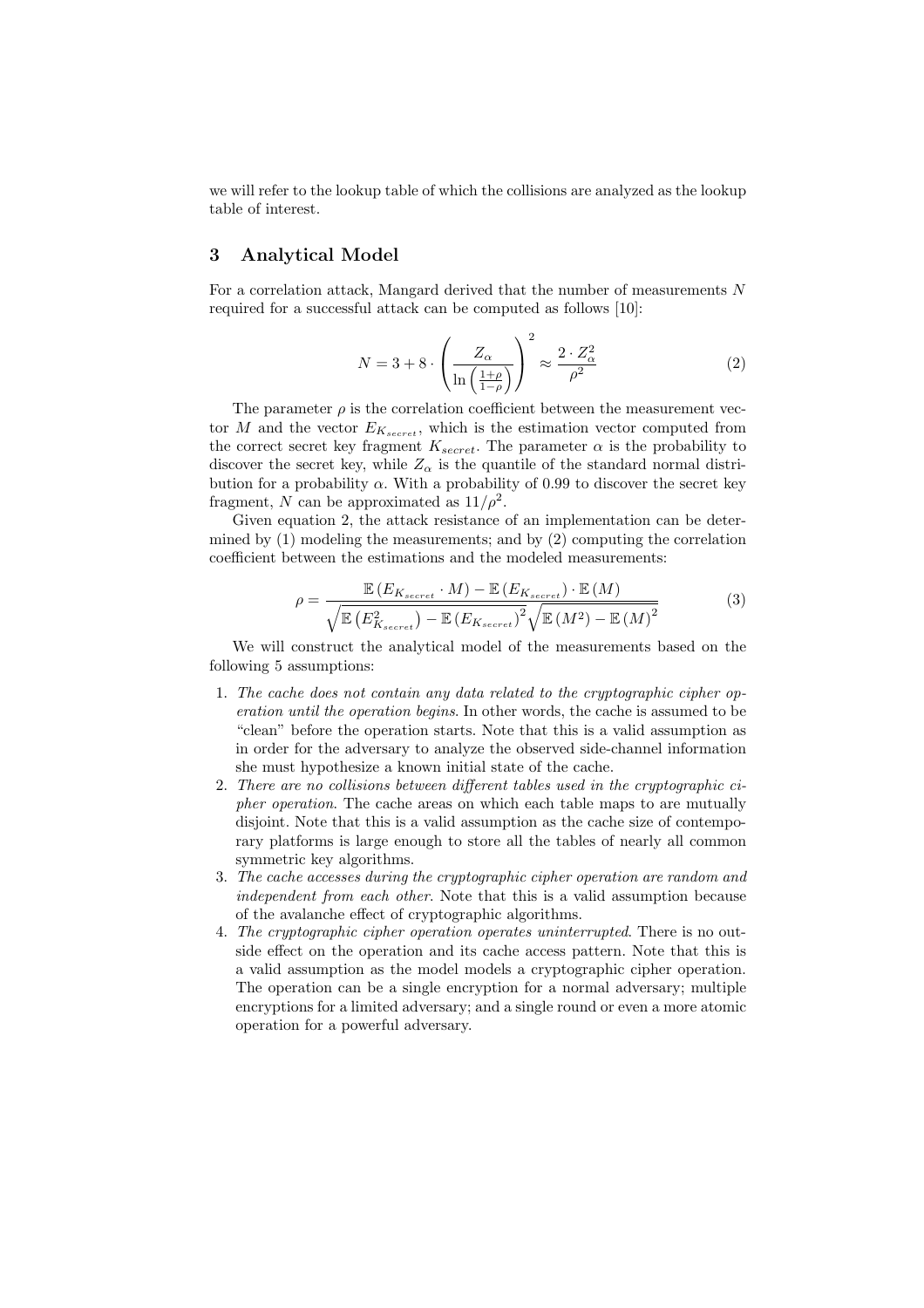we will refer to the lookup table of which the collisions are analyzed as the lookup table of interest.

## 3 Analytical Model

For a correlation attack, Mangard derived that the number of measurements $N$ required for a successful attack can be computed as follows [10]:

$$N = 3 + 8 \cdot \left( \frac{Z_\alpha}{\ln\left(\frac{1+\rho}{1-\rho}\right)} \right)^2 \approx \frac{2 \cdot Z_\alpha^2}{\rho^2} \tag{2}$$

The parameter $\rho$ is the correlation coefficient between the measurement vector $M$ and the vector $E_{K_{secret}}$, which is the estimation vector computed from the correct secret key fragment $K_{secret}$. The parameter $\alpha$ is the probability to discover the secret key, while $Z_\alpha$ is the quantile of the standard normal distribution for a probability $\alpha$. With a probability of 0.99 to discover the secret key fragment, $N$ can be approximated as $11/\rho^2$.

Given equation 2, the attack resistance of an implementation can be determined by (1) modeling the measurements; and by (2) computing the correlation coefficient between the estimations and the modeled measurements:

$$\rho = \frac{\mathbb{E}\left(E_{K_{secret}} \cdot M\right) - \mathbb{E}\left(E_{K_{secret}}\right) \cdot \mathbb{E}\left(M\right)}{\sqrt{\mathbb{E}\left(E_{K_{secret}}^2\right) - \mathbb{E}\left(E_{K_{secret}}\right)^2}\sqrt{\mathbb{E}\left(M^2\right) - \mathbb{E}\left(M\right)^2}} \tag{3}$$

We will construct the analytical model of the measurements based on the following 5 assumptions:

1. *The cache does not contain any data related to the cryptographic cipher operation until the operation begins*. In other words, the cache is assumed to be "clean" before the operation starts. Note that this is a valid assumption as in order for the adversary to analyze the observed side-channel information she must hypothesize a known initial state of the cache.
2. *There are no collisions between different tables used in the cryptographic cipher operation*. The cache areas on which each table maps to are mutually disjoint. Note that this is a valid assumption as the cache size of contemporary platforms is large enough to store all the tables of nearly all common symmetric key algorithms.
3. *The cache accesses during the cryptographic cipher operation are random and independent from each other*. Note that this is a valid assumption because of the avalanche effect of cryptographic algorithms.
4. *The cryptographic cipher operation operates uninterrupted*. There is no outside effect on the operation and its cache access pattern. Note that this is a valid assumption as the model models a cryptographic cipher operation. The operation can be a single encryption for a normal adversary; multiple encryptions for a limited adversary; and a single round or even a more atomic operation for a powerful adversary.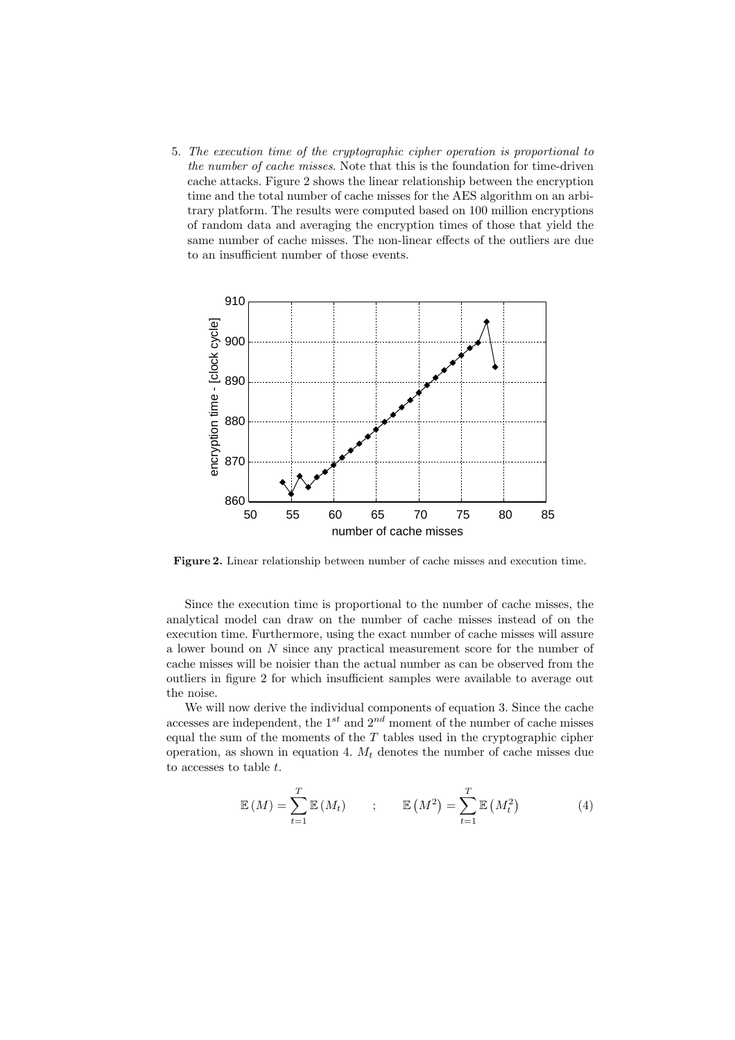5. *The execution time of the cryptographic cipher operation is proportional to the number of cache misses*. Note that this is the foundation for time-driven cache attacks. Figure 2 shows the linear relationship between the encryption time and the total number of cache misses for the AES algorithm on an arbitrary platform. The results were computed based on 100 million encryptions of random data and averaging the encryption times of those that yield the same number of cache misses. The non-linear effects of the outliers are due to an insufficient number of those events.

**Figure 2.** Linear relationship between number of cache misses and execution time.

Since the execution time is proportional to the number of cache misses, the analytical model can draw on the number of cache misses instead of on the execution time. Furthermore, using the exact number of cache misses will assure a lower bound on $N$ since any practical measurement score for the number of cache misses will be noisier than the actual number as can be observed from the outliers in figure 2 for which insufficient samples were available to average out the noise.

We will now derive the individual components of equation 3. Since the cache accesses are independent, the $1^{st}$ and $2^{nd}$ moment of the number of cache misses equal the sum of the moments of the $T$ tables used in the cryptographic cipher operation, as shown in equation 4. $M_t$ denotes the number of cache misses due to accesses to table $t$.

$$\mathbb{E}(M) = \sum_{t=1}^{T} \mathbb{E}(M_t) \qquad ; \qquad \mathbb{E}\left(M^2\right) = \sum_{t=1}^{T} \mathbb{E}\left(M_t^2\right) \tag{4}$$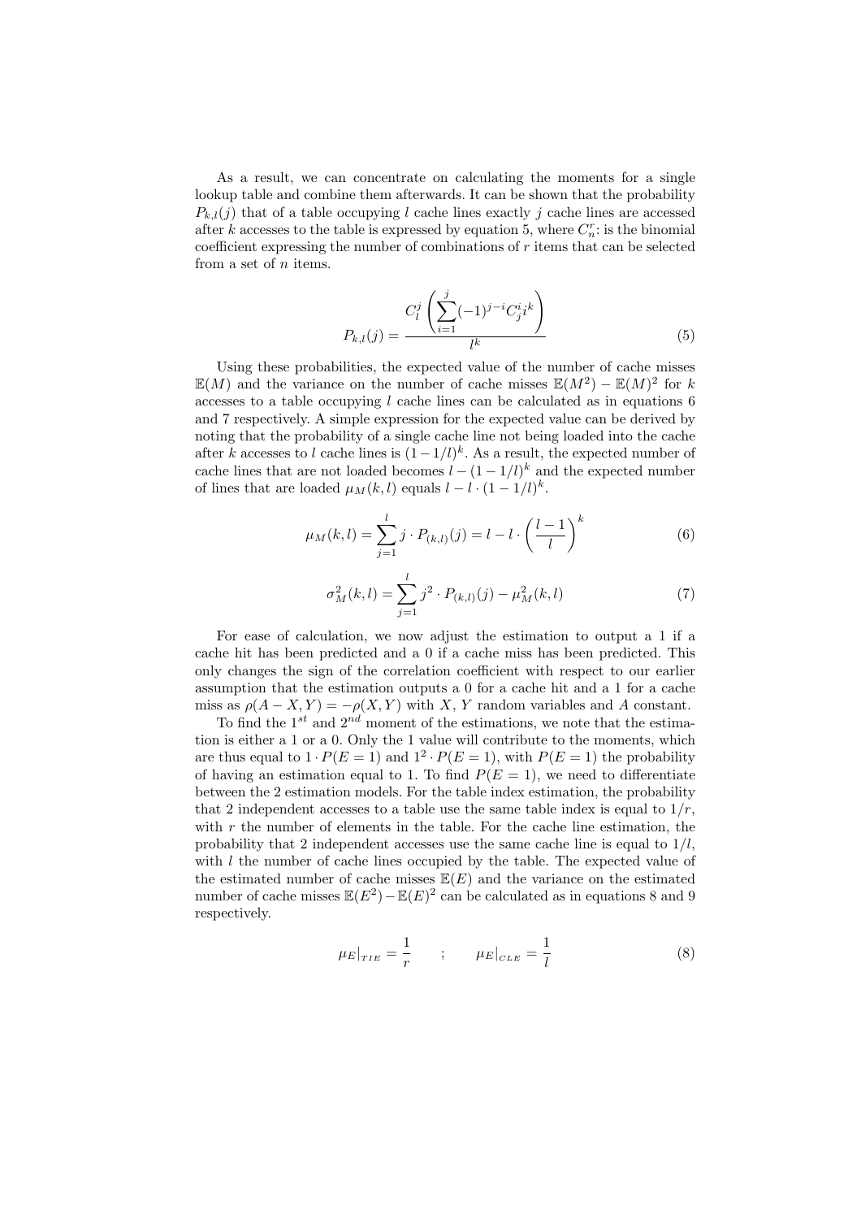As a result, we can concentrate on calculating the moments for a single lookup table and combine them afterwards. It can be shown that the probability $P_{k,l}(j)$ that of a table occupying $l$ cache lines exactly $j$ cache lines are accessed after $k$ accesses to the table is expressed by equation 5, where $C_n^r$: is the binomial coefficient expressing the number of combinations of $r$ items that can be selected from a set of $n$ items.

$$P_{k,l}(j) = \frac{C_l^j \left( \sum_{i=1}^{j} (-1)^{j-i} C_j^i i^k \right)}{l^k} \tag{5}$$

Using these probabilities, the expected value of the number of cache misses $\mathbb{E}(M)$ and the variance on the number of cache misses $\mathbb{E}(M^2) - \mathbb{E}(M)^2$ for $k$ accesses to a table occupying $l$ cache lines can be calculated as in equations 6 and 7 respectively. A simple expression for the expected value can be derived by noting that the probability of a single cache line not being loaded into the cache after $k$ accesses to $l$ cache lines is $(1-1/l)^k$. As a result, the expected number of cache lines that are not loaded becomes $l-(1-1/l)^k$ and the expected number of lines that are loaded $\mu_M(k,l)$ equals $l - l \cdot (1-1/l)^k$.

$$\mu_M(k,l) = \sum_{j=1}^{l} j \cdot P_{(k,l)}(j) = l - l \cdot \left( \frac{l-1}{l} \right)^k \tag{6}$$

$$\sigma_M^2(k,l) = \sum_{j=1}^{l} j^2 \cdot P_{(k,l)}(j) - \mu_M^2(k,l) \tag{7}$$

For ease of calculation, we now adjust the estimation to output a 1 if a cache hit has been predicted and a 0 if a cache miss has been predicted. This only changes the sign of the correlation coefficient with respect to our earlier assumption that the estimation outputs a 0 for a cache hit and a 1 for a cache miss as $\rho(A-X,Y) = -\rho(X,Y)$ with $X$, $Y$ random variables and $A$ constant.

To find the $1^{st}$ and $2^{nd}$ moment of the estimations, we note that the estimation is either a 1 or a 0. Only the 1 value will contribute to the moments, which are thus equal to $1 \cdot P(E=1)$ and $1^2 \cdot P(E=1)$, with $P(E=1)$ the probability of having an estimation equal to 1. To find $P(E=1)$, we need to differentiate between the 2 estimation models. For the table index estimation, the probability that 2 independent accesses to a table use the same table index is equal to $1/r$, with $r$ the number of elements in the table. For the cache line estimation, the probability that 2 independent accesses use the same cache line is equal to $1/l$, with $l$ the number of cache lines occupied by the table. The expected value of the estimated number of cache misses $\mathbb{E}(E)$ and the variance on the estimated number of cache misses $\mathbb{E}(E^2) - \mathbb{E}(E)^2$ can be calculated as in equations 8 and 9 respectively.

$$\mu_E|_{TIE} = \frac{1}{r} \quad ; \quad \mu_E|_{CLE} = \frac{1}{l} \tag{8}$$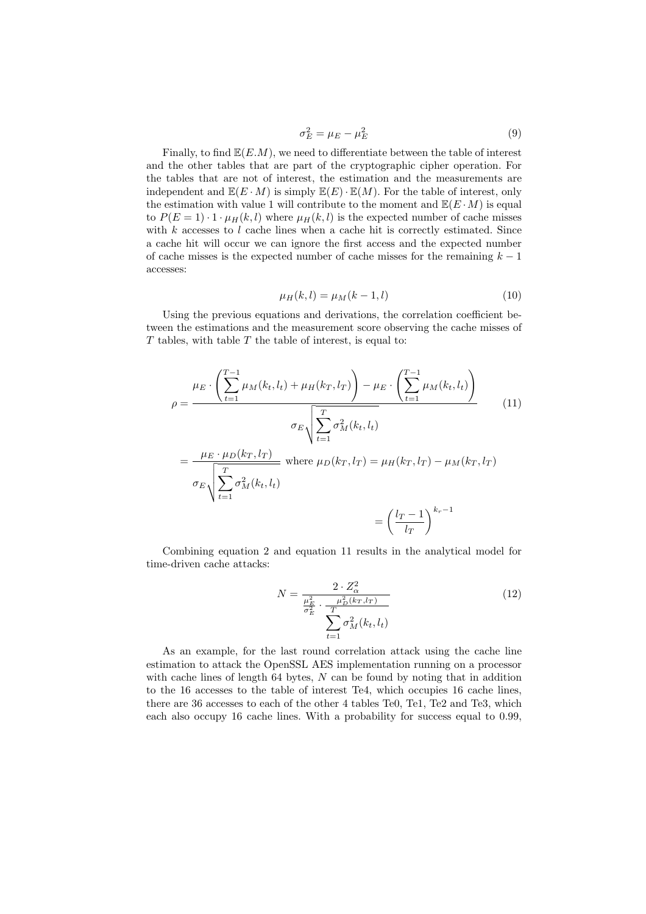$$\sigma_E^2 = \mu_E - \mu_E^2 \tag{9}$$

Finally, to find $\mathbb{E}(E.M)$, we need to differentiate between the table of interest and the other tables that are part of the cryptographic cipher operation. For the tables that are not of interest, the estimation and the measurements are independent and $\mathbb{E}(E \cdot M)$ is simply $\mathbb{E}(E) \cdot \mathbb{E}(M)$. For the table of interest, only the estimation with value 1 will contribute to the moment and $\mathbb{E}(E \cdot M)$ is equal to $P(E = 1) \cdot 1 \cdot \mu_H(k, l)$ where $\mu_H(k, l)$ is the expected number of cache misses with $k$ accesses to $l$ cache lines when a cache hit is correctly estimated. Since a cache hit will occur we can ignore the first access and the expected number of cache misses is the expected number of cache misses for the remaining $k - 1$ accesses:

$$\mu_H(k, l) = \mu_M(k - 1, l) \tag{10}$$

Using the previous equations and derivations, the correlation coefficient between the estimations and the measurement score observing the cache misses of $T$ tables, with table $T$ the table of interest, is equal to:

$$\rho = \frac{\mu_E \cdot \left( \sum_{t=1}^{T-1} \mu_M(k_t, l_t) + \mu_H(k_T, l_T) \right) - \mu_E \cdot \left( \sum_{t=1}^{T-1} \mu_M(k_t, l_t) \right)}{\sigma_E \sqrt{\sum_{t=1}^{T} \sigma_M^2(k_t, l_t)}} \tag{11}$$

$$= \frac{\mu_E \cdot \mu_D(k_T, l_T)}{\sigma_E \sqrt{\sum_{t=1}^{T} \sigma_M^2(k_t, l_t)}} \text{ where } \mu_D(k_T, l_T) = \mu_H(k_T, l_T) - \mu_M(k_T, l_T)$$

$$= \left( \frac{l_T - 1}{l_T} \right)^{k_r - 1}$$

Combining equation 2 and equation 11 results in the analytical model for time-driven cache attacks:

$$N = \frac{2 \cdot Z_\alpha^2}{\frac{\mu_E^2}{\sigma_E^2} \cdot \frac{\mu_D^2(k_T, l_T)}{\sum_{t=1}^{T} \sigma_M^2(k_t, l_t)}} \tag{12}$$

As an example, for the last round correlation attack using the cache line estimation to attack the OpenSSL AES implementation running on a processor with cache lines of length 64 bytes, $N$ can be found by noting that in addition to the 16 accesses to the table of interest Te4, which occupies 16 cache lines, there are 36 accesses to each of the other 4 tables Te0, Te1, Te2 and Te3, which each also occupy 16 cache lines. With a probability for success equal to 0.99,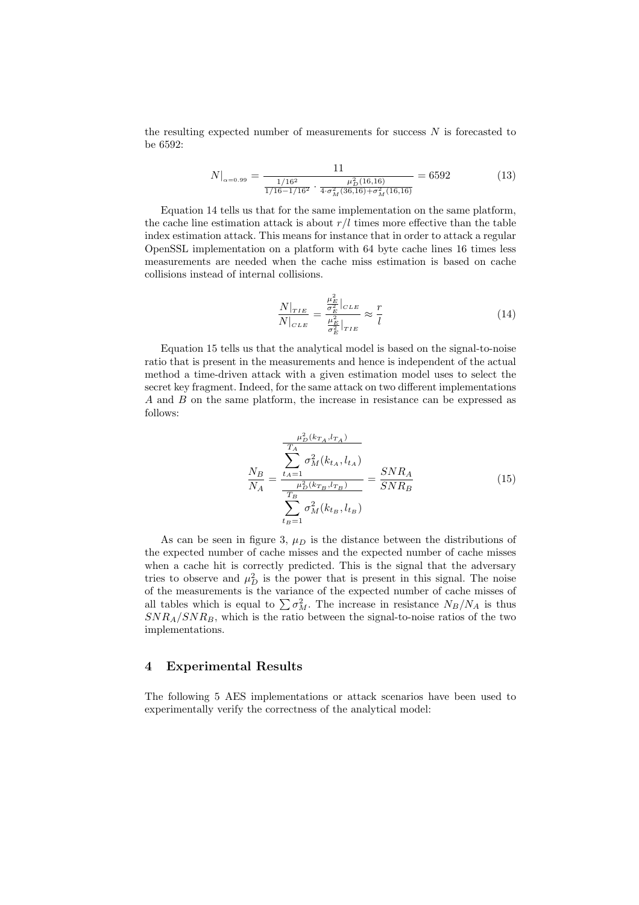the resulting expected number of measurements for success $N$ is forecasted to be 6592:

$$N|_{\alpha=0.99} = \frac{11}{\frac{1/16^2}{1/16-1/16^2} \cdot \frac{\mu_D^2(16,16)}{4\cdot\sigma_M^2(36,16)+\sigma_M^2(16,16)}} = 6592 \tag{13}$$

Equation 14 tells us that for the same implementation on the same platform, the cache line estimation attack is about $r/l$ times more effective than the table index estimation attack. This means for instance that in order to attack a regular OpenSSL implementation on a platform with 64 byte cache lines 16 times less measurements are needed when the cache miss estimation is based on cache collisions instead of internal collisions.

$$\frac{N|_{TIE}}{N|_{CLE}} = \frac{\frac{\mu_E^2}{\sigma_E^2}|_{CLE}}{\frac{\mu_E^2}{\sigma_E^2}|_{TIE}} \approx \frac{r}{l} \tag{14}$$

Equation 15 tells us that the analytical model is based on the signal-to-noise ratio that is present in the measurements and hence is independent of the actual method a time-driven attack with a given estimation model uses to select the secret key fragment. Indeed, for the same attack on two different implementations $A$ and $B$ on the same platform, the increase in resistance can be expressed as follows:

$$\frac{N_B}{N_A} = \frac{\frac{\mu_D^2(k_{T_A}, l_{T_A})}{\sum_{t_A=1}^{T_A} \sigma_M^2(k_{t_A}, l_{t_A})}}{\frac{\mu_D^2(k_{T_B}, l_{T_B})}{\sum_{t_B=1}^{T_B} \sigma_M^2(k_{t_B}, l_{t_B})}} = \frac{SNR_A}{SNR_B} \tag{15}$$

As can be seen in figure 3, $\mu_D$ is the distance between the distributions of the expected number of cache misses and the expected number of cache misses when a cache hit is correctly predicted. This is the signal that the adversary tries to observe and $\mu_D^2$ is the power that is present in this signal. The noise of the measurements is the variance of the expected number of cache misses of all tables which is equal to $\sum \sigma_M^2$. The increase in resistance $N_B/N_A$ is thus $SNR_A/SNR_B$, which is the ratio between the signal-to-noise ratios of the two implementations.

## 4 Experimental Results

The following 5 AES implementations or attack scenarios have been used to experimentally verify the correctness of the analytical model: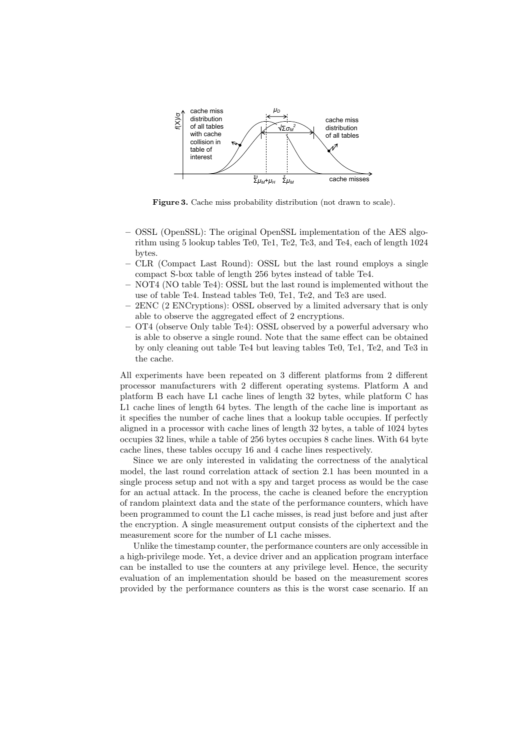**Figure 3.** Cache miss probability distribution (not drawn to scale).

- OSSL (OpenSSL): The original OpenSSL implementation of the AES algorithm using 5 lookup tables Te0, Te1, Te2, Te3, and Te4, each of length 1024 bytes.
- CLR (Compact Last Round): OSSL but the last round employs a single compact S-box table of length 256 bytes instead of table Te4.
- NOT4 (NO table Te4): OSSL but the last round is implemented without the use of table Te4. Instead tables Te0, Te1, Te2, and Te3 are used.
- 2ENC (2 ENCryptions): OSSL observed by a limited adversary that is only able to observe the aggregated effect of 2 encryptions.
- OT4 (observe Only table Te4): OSSL observed by a powerful adversary who is able to observe a single round. Note that the same effect can be obtained by only cleaning out table Te4 but leaving tables Te0, Te1, Te2, and Te3 in the cache.

All experiments have been repeated on 3 different platforms from 2 different processor manufacturers with 2 different operating systems. Platform A and platform B each have L1 cache lines of length 32 bytes, while platform C has L1 cache lines of length 64 bytes. The length of the cache line is important as it specifies the number of cache lines that a lookup table occupies. If perfectly aligned in a processor with cache lines of length 32 bytes, a table of 1024 bytes occupies 32 lines, while a table of 256 bytes occupies 8 cache lines. With 64 byte cache lines, these tables occupy 16 and 4 cache lines respectively.

Since we are only interested in validating the correctness of the analytical model, the last round correlation attack of section 2.1 has been mounted in a single process setup and not with a spy and target process as would be the case for an actual attack. In the process, the cache is cleaned before the encryption of random plaintext data and the state of the performance counters, which have been programmed to count the L1 cache misses, is read just before and just after the encryption. A single measurement output consists of the ciphertext and the measurement score for the number of L1 cache misses.

Unlike the timestamp counter, the performance counters are only accessible in a high-privilege mode. Yet, a device driver and an application program interface can be installed to use the counters at any privilege level. Hence, the security evaluation of an implementation should be based on the measurement scores provided by the performance counters as this is the worst case scenario. If an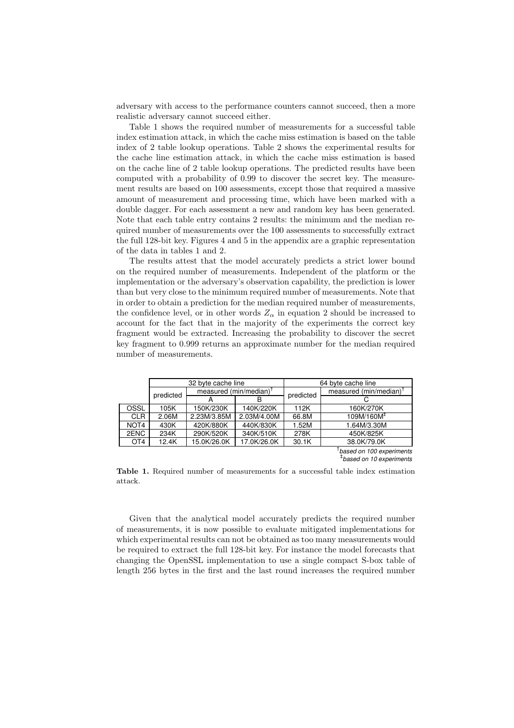adversary with access to the performance counters cannot succeed, then a more realistic adversary cannot succeed either.

Table 1 shows the required number of measurements for a successful table index estimation attack, in which the cache miss estimation is based on the table index of 2 table lookup operations. Table 2 shows the experimental results for the cache line estimation attack, in which the cache miss estimation is based on the cache line of 2 table lookup operations. The predicted results have been computed with a probability of 0.99 to discover the secret key. The measurement results are based on 100 assessments, except those that required a massive amount of measurement and processing time, which have been marked with a double dagger. For each assessment a new and random key has been generated. Note that each table entry contains 2 results: the minimum and the median required number of measurements over the 100 assessments to successfully extract the full 128-bit key. Figures 4 and 5 in the appendix are a graphic representation of the data in tables 1 and 2.

The results attest that the model accurately predicts a strict lower bound on the required number of measurements. Independent of the platform or the implementation or the adversary's observation capability, the prediction is lower than but very close to the minimum required number of measurements. Note that in order to obtain a prediction for the median required number of measurements, the confidence level, or in other words $Z_\alpha$ in equation 2 should be increased to account for the fact that in the majority of the experiments the correct key fragment would be extracted. Increasing the probability to discover the secret key fragment to 0.999 returns an approximate number for the median required number of measurements.

| | 32 byte cache line | | | 64 byte cache line | |
|---|---|---|---|---|---|
| | predicted | measured (min/median)† | | predicted | measured (min/median)† |
| | | A | B | | C |
| OSSL | 105K | 150K/230K | 140K/220K | 112K | 160K/270K |
| CLR | 2.06M | 2.23M/3.85M | 2.03M/4.00M | 66.8M | 109M/160M‡ |
| NOT4 | 430K | 420K/880K | 440K/830K | 1.52M | 1.64M/3.30M |
| 2ENC | 234K | 290K/520K | 340K/510K | 278K | 450K/825K |
| OT4 | 12.4K | 15.0K/26.0K | 17.0K/26.0K | 30.1K | 38.0K/79.0K |

†*based on 100 experiments*
‡*based on 10 experiments*

**Table 1.** Required number of measurements for a successful table index estimation attack.

Given that the analytical model accurately predicts the required number of measurements, it is now possible to evaluate mitigated implementations for which experimental results can not be obtained as too many measurements would be required to extract the full 128-bit key. For instance the model forecasts that changing the OpenSSL implementation to use a single compact S-box table of length 256 bytes in the first and the last round increases the required number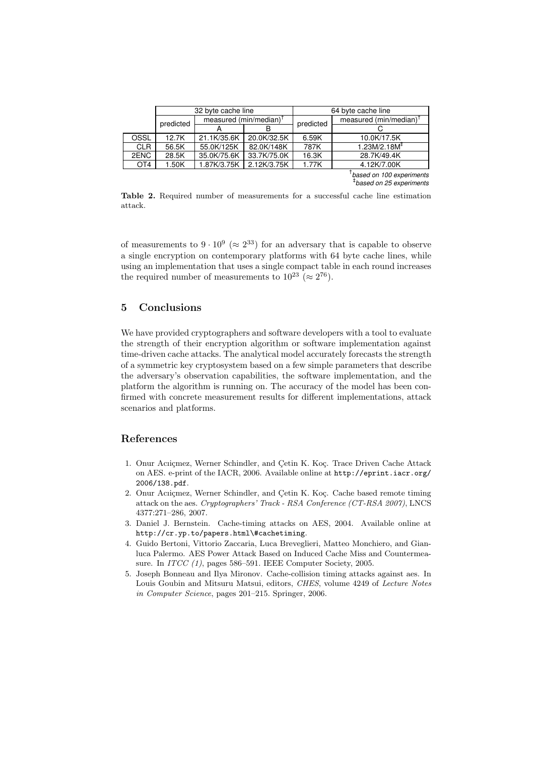| | 32 byte cache line | | | 64 byte cache line | |
|---|---|---|---|---|---|
| | predicted | measured (min/median)† | | predicted | measured (min/median)† |
| | | A | B | | C |
| OSSL | 12.7K | 21.1K/35.6K | 20.0K/32.5K | 6.59K | 10.0K/17.5K |
| CLR | 56.5K | 55.0K/125K | 82.0K/148K | 787K | 1.23M/2.18M‡ |
| 2ENC | 28.5K | 35.0K/75.6K | 33.7K/75.0K | 16.3K | 28.7K/49.4K |
| OT4 | 1.50K | 1.87K/3.75K | 2.12K/3.75K | 1.77K | 4.12K/7.00K |

†*based on 100 experiments*
‡*based on 25 experiments*

**Table 2.** Required number of measurements for a successful cache line estimation attack.

of measurements to $9 \cdot 10^9$ ($\approx 2^{33}$) for an adversary that is capable to observe a single encryption on contemporary platforms with 64 byte cache lines, while using an implementation that uses a single compact table in each round increases the required number of measurements to $10^{23}$ ($\approx 2^{76}$).

## 5 Conclusions

We have provided cryptographers and software developers with a tool to evaluate the strength of their encryption algorithm or software implementation against time-driven cache attacks. The analytical model accurately forecasts the strength of a symmetric key cryptosystem based on a few simple parameters that describe the adversary's observation capabilities, the software implementation, and the platform the algorithm is running on. The accuracy of the model has been confirmed with concrete measurement results for different implementations, attack scenarios and platforms.

## References

1. Onur Acıiçmez, Werner Schindler, and Çetin K. Koç. Trace Driven Cache Attack on AES. e-print of the IACR, 2006. Available online at http://eprint.iacr.org/2006/138.pdf.
2. Onur Acıiçmez, Werner Schindler, and Çetin K. Koç. Cache based remote timing attack on the aes. *Cryptographers' Track - RSA Conference (CT-RSA 2007)*, LNCS 4377:271–286, 2007.
3. Daniel J. Bernstein. Cache-timing attacks on AES, 2004. Available online at http://cr.yp.to/papers.html\#cachetiming.
4. Guido Bertoni, Vittorio Zaccaria, Luca Breveglieri, Matteo Monchiero, and Gianluca Palermo. AES Power Attack Based on Induced Cache Miss and Countermeasure. In *ITCC (1)*, pages 586–591. IEEE Computer Society, 2005.
5. Joseph Bonneau and Ilya Mironov. Cache-collision timing attacks against aes. In Louis Goubin and Mitsuru Matsui, editors, *CHES*, volume 4249 of *Lecture Notes in Computer Science*, pages 201–215. Springer, 2006.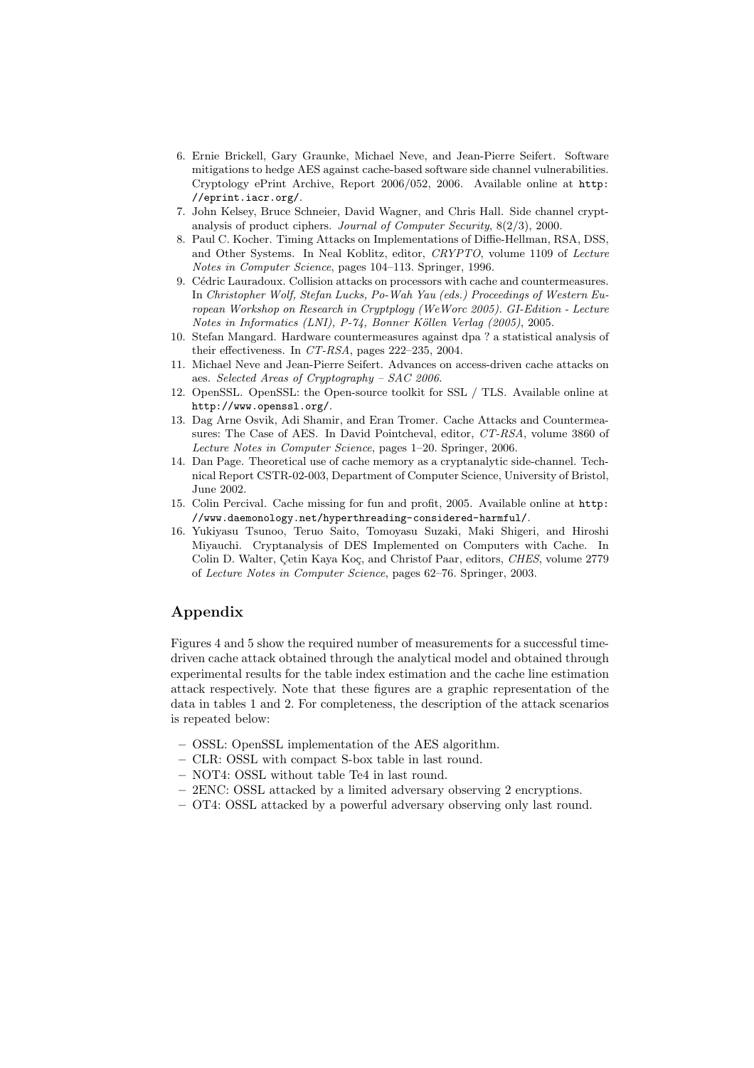6. Ernie Brickell, Gary Graunke, Michael Neve, and Jean-Pierre Seifert. Software mitigations to hedge AES against cache-based software side channel vulnerabilities. Cryptology ePrint Archive, Report 2006/052, 2006. Available online at `http://eprint.iacr.org/`.
7. John Kelsey, Bruce Schneier, David Wagner, and Chris Hall. Side channel cryptanalysis of product ciphers. *Journal of Computer Security*, 8(2/3), 2000.
8. Paul C. Kocher. Timing Attacks on Implementations of Diffie-Hellman, RSA, DSS, and Other Systems. In Neal Koblitz, editor, *CRYPTO*, volume 1109 of *Lecture Notes in Computer Science*, pages 104–113. Springer, 1996.
9. Cédric Lauradoux. Collision attacks on processors with cache and countermeasures. In *Christopher Wolf, Stefan Lucks, Po-Wah Yau (eds.) Proceedings of Western European Workshop on Research in Cryptplogy (WeWorc 2005). GI-Edition - Lecture Notes in Informatics (LNI), P-74, Bonner Köllen Verlag (2005)*, 2005.
10. Stefan Mangard. Hardware countermeasures against dpa ? a statistical analysis of their effectiveness. In *CT-RSA*, pages 222–235, 2004.
11. Michael Neve and Jean-Pierre Seifert. Advances on access-driven cache attacks on aes. *Selected Areas of Cryptography – SAC 2006*.
12. OpenSSL. OpenSSL: the Open-source toolkit for SSL / TLS. Available online at `http://www.openssl.org/`.
13. Dag Arne Osvik, Adi Shamir, and Eran Tromer. Cache Attacks and Countermeasures: The Case of AES. In David Pointcheval, editor, *CT-RSA*, volume 3860 of *Lecture Notes in Computer Science*, pages 1–20. Springer, 2006.
14. Dan Page. Theoretical use of cache memory as a cryptanalytic side-channel. Technical Report CSTR-02-003, Department of Computer Science, University of Bristol, June 2002.
15. Colin Percival. Cache missing for fun and profit, 2005. Available online at `http://www.daemonology.net/hyperthreading-considered-harmful/`.
16. Yukiyasu Tsunoo, Teruo Saito, Tomoyasu Suzaki, Maki Shigeri, and Hiroshi Miyauchi. Cryptanalysis of DES Implemented on Computers with Cache. In Colin D. Walter, Çetin Kaya Koç, and Christof Paar, editors, *CHES*, volume 2779 of *Lecture Notes in Computer Science*, pages 62–76. Springer, 2003.

## Appendix

Figures 4 and 5 show the required number of measurements for a successful time-driven cache attack obtained through the analytical model and obtained through experimental results for the table index estimation and the cache line estimation attack respectively. Note that these figures are a graphic representation of the data in tables 1 and 2. For completeness, the description of the attack scenarios is repeated below:

- OSSL: OpenSSL implementation of the AES algorithm.
- CLR: OSSL with compact S-box table in last round.
- NOT4: OSSL without table Te4 in last round.
- 2ENC: OSSL attacked by a limited adversary observing 2 encryptions.
- OT4: OSSL attacked by a powerful adversary observing only last round.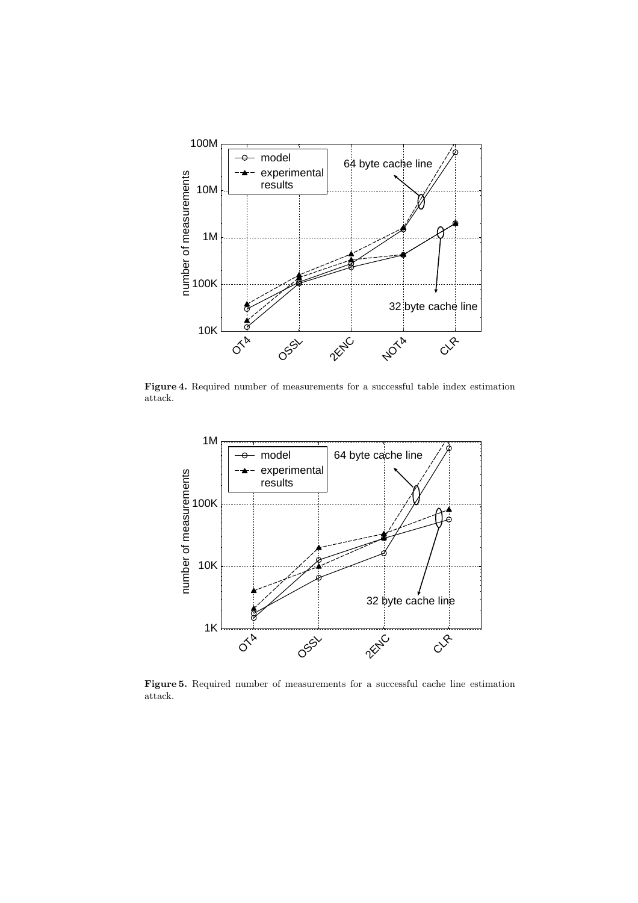100M
10M
1M
100K
10K

number of measurements

model
experimental results

64 byte cache line

32 byte cache line

OT4
OSSL
2ENC
NOT4
CLR

**Figure 4.** Required number of measurements for a successful table index estimation attack.

1M
100K
10K
1K

number of measurements

model
experimental results

64 byte cache line

32 byte cache line

OT4
OSSL
2ENC
CLR

**Figure 5.** Required number of measurements for a successful cache line estimation attack.